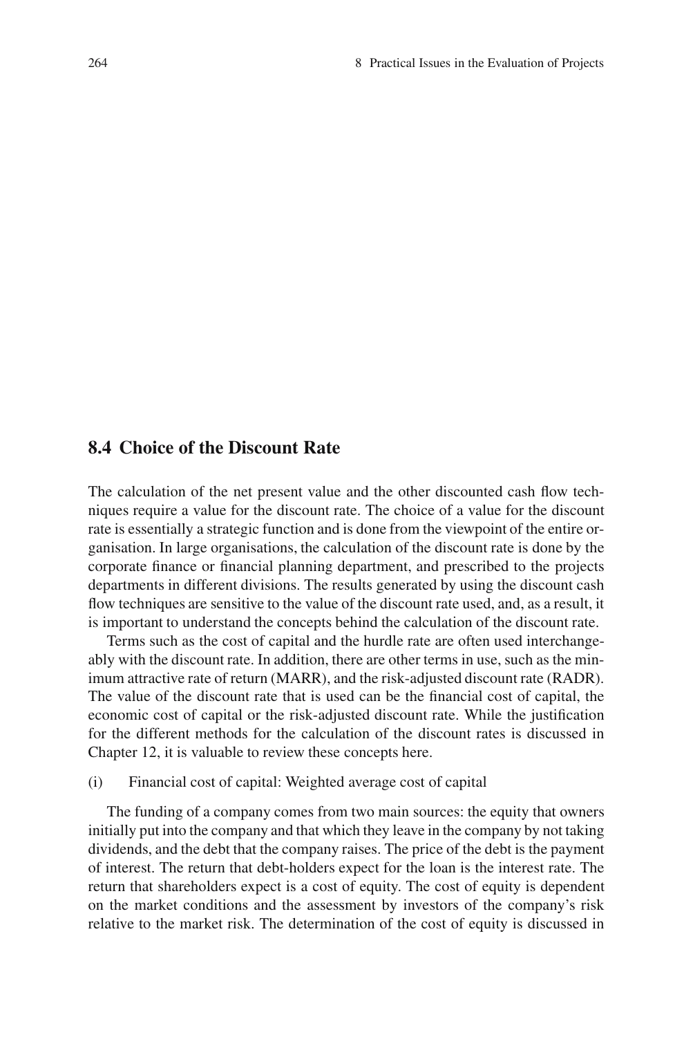## 8.4 Choice of the Discount Rate

The calculation of the net present value and the other discounted cash flow techniques require a value for the discount rate. The choice of a value for the discount rate is essentially a strategic function and is done from the viewpoint of the entire organisation. In large organisations, the calculation of the discount rate is done by the corporate finance or financial planning department, and prescribed to the projects departments in different divisions. The results generated by using the discount cash flow techniques are sensitive to the value of the discount rate used, and, as a result, it is important to understand the concepts behind the calculation of the discount rate.

Terms such as the cost of capital and the hurdle rate are often used interchangeably with the discount rate. In addition, there are other terms in use, such as the minimum attractive rate of return (MARR), and the risk-adjusted discount rate (RADR). The value of the discount rate that is used can be the financial cost of capital, the economic cost of capital or the risk-adjusted discount rate. While the justification for the different methods for the calculation of the discount rates is discussed in Chapter 12, it is valuable to review these concepts here.

(i) Financial cost of capital: Weighted average cost of capital

The funding of a company comes from two main sources: the equity that owners initially put into the company and that which they leave in the company by not taking dividends, and the debt that the company raises. The price of the debt is the payment of interest. The return that debt-holders expect for the loan is the interest rate. The return that shareholders expect is a cost of equity. The cost of equity is dependent on the market conditions and the assessment by investors of the company's risk relative to the market risk. The determination of the cost of equity is discussed in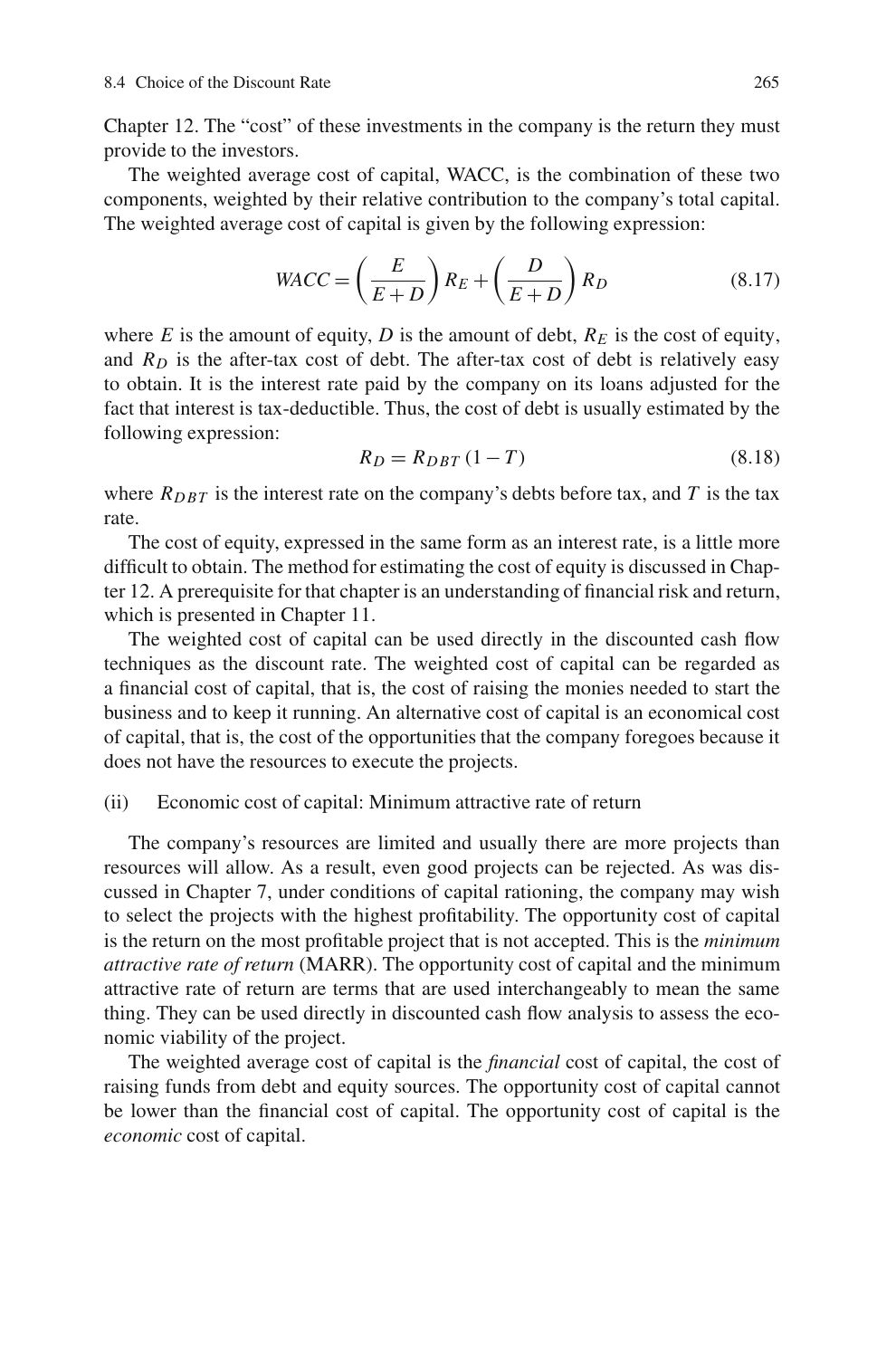Chapter 12. The "cost" of these investments in the company is the return they must provide to the investors.

The weighted average cost of capital, WACC, is the combination of these two components, weighted by their relative contribution to the company's total capital. The weighted average cost of capital is given by the following expression:

$$WACC = \left(\frac{E}{E+D}\right) R_E + \left(\frac{D}{E+D}\right) R_D \tag{8.17}$$

where $E$ is the amount of equity, $D$ is the amount of debt, $R_E$ is the cost of equity, and $R_D$ is the after-tax cost of debt. The after-tax cost of debt is relatively easy to obtain. It is the interest rate paid by the company on its loans adjusted for the fact that interest is tax-deductible. Thus, the cost of debt is usually estimated by the following expression:

$$R_D = R_{DBT}(1-T) \tag{8.18}$$

where $R_{DBT}$ is the interest rate on the company's debts before tax, and $T$ is the tax rate.

The cost of equity, expressed in the same form as an interest rate, is a little more difficult to obtain. The method for estimating the cost of equity is discussed in Chapter 12. A prerequisite for that chapter is an understanding of financial risk and return, which is presented in Chapter 11.

The weighted cost of capital can be used directly in the discounted cash flow techniques as the discount rate. The weighted cost of capital can be regarded as a financial cost of capital, that is, the cost of raising the monies needed to start the business and to keep it running. An alternative cost of capital is an economical cost of capital, that is, the cost of the opportunities that the company foregoes because it does not have the resources to execute the projects.

(ii) Economic cost of capital: Minimum attractive rate of return

The company's resources are limited and usually there are more projects than resources will allow. As a result, even good projects can be rejected. As was discussed in Chapter 7, under conditions of capital rationing, the company may wish to select the projects with the highest profitability. The opportunity cost of capital is the return on the most profitable project that is not accepted. This is the *minimum attractive rate of return* (MARR). The opportunity cost of capital and the minimum attractive rate of return are terms that are used interchangeably to mean the same thing. They can be used directly in discounted cash flow analysis to assess the economic viability of the project.

The weighted average cost of capital is the *financial* cost of capital, the cost of raising funds from debt and equity sources. The opportunity cost of capital cannot be lower than the financial cost of capital. The opportunity cost of capital is the *economic* cost of capital.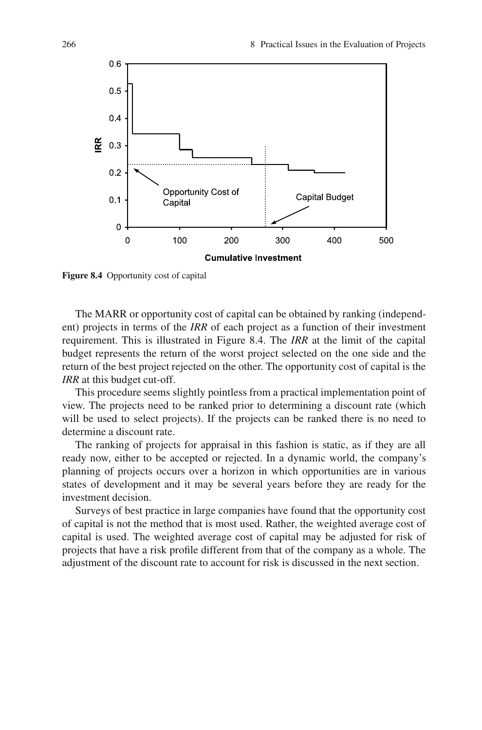0.6
0.5
0.4
IRR 0.3
0.2
0.1
0
0 100 200 300 400 500
Cumulative Investment
Opportunity Cost of Capital
Capital Budget

**Figure 8.4** Opportunity cost of capital

The MARR or opportunity cost of capital can be obtained by ranking (independent) projects in terms of the *IRR* of each project as a function of their investment requirement. This is illustrated in Figure 8.4. The *IRR* at the limit of the capital budget represents the return of the worst project selected on the one side and the return of the best project rejected on the other. The opportunity cost of capital is the *IRR* at this budget cut-off.

This procedure seems slightly pointless from a practical implementation point of view. The projects need to be ranked prior to determining a discount rate (which will be used to select projects). If the projects can be ranked there is no need to determine a discount rate.

The ranking of projects for appraisal in this fashion is static, as if they are all ready now, either to be accepted or rejected. In a dynamic world, the company's planning of projects occurs over a horizon in which opportunities are in various states of development and it may be several years before they are ready for the investment decision.

Surveys of best practice in large companies have found that the opportunity cost of capital is not the method that is most used. Rather, the weighted average cost of capital is used. The weighted average cost of capital may be adjusted for risk of projects that have a risk profile different from that of the company as a whole. The adjustment of the discount rate to account for risk is discussed in the next section.